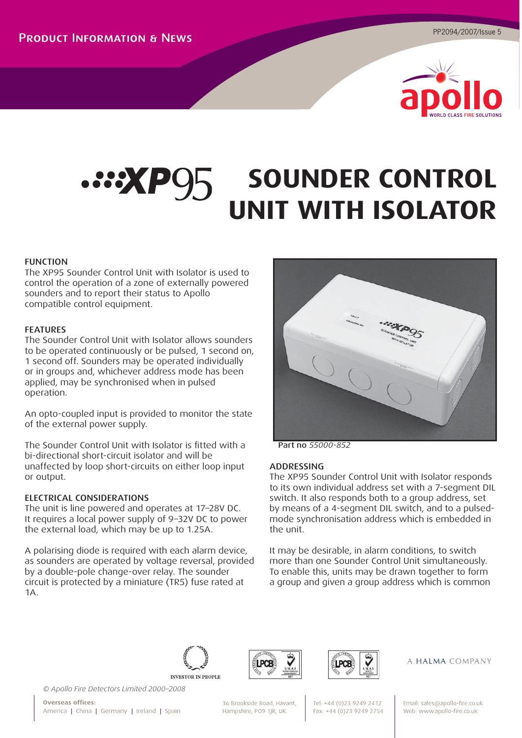PRODUCT INFORMATION & NEWS

PP2094/2007/Issue 5

# XP95 SOUNDER CONTROL UNIT WITH ISOLATOR

## FUNCTION

The XP95 Sounder Control Unit with Isolator is used to control the operation of a zone of externally powered sounders and to report their status to Apollo compatible control equipment.

## FEATURES

The Sounder Control Unit with Isolator allows sounders to be operated continuously or be pulsed, 1 second on, 1 second off. Sounders may be operated individually or in groups and, whichever address mode has been applied, may be synchronised when in pulsed operation.

An opto-coupled input is provided to monitor the state of the external power supply.

The Sounder Control Unit with Isolator is fitted with a bi-directional short-circuit isolator and will be unaffected by loop short-circuits on either loop input or output.

## ELECTRICAL CONSIDERATIONS

The unit is line powered and operates at 17–28V DC. It requires a local power supply of 9–32V DC to power the external load, which may be up to 1.25A.

A polarising diode is required with each alarm device, as sounders are operated by voltage reversal, provided by a double-pole change-over relay. The sounder circuit is protected by a miniature (TR5) fuse rated at 1A.

Part no *55000-852*

## ADDRESSING

The XP95 Sounder Control Unit with Isolator responds to its own individual address set with a 7-segment DIL switch. It also responds both to a group address, set by means of a 4-segment DIL switch, and to a pulsed-mode synchronisation address which is embedded in the unit.

It may be desirable, in alarm conditions, to switch more than one Sounder Control Unit simultaneously. To enable this, units may be drawn together to form a group and given a group address which is common

A HALMA COMPANY

*© Apollo Fire Detectors Limited 2000–2008*

**Overseas offices:**
America | China | Germany | Ireland | Spain

36 Brookside Road, Havant, Hampshire, PO9 1JR, UK.

Tel: +44 (0)23 9249 2412
Fax: +44 (0)23 9249 2754

Email: sales@apollo-fire.co.uk
Web: www.apollo-fire.co.uk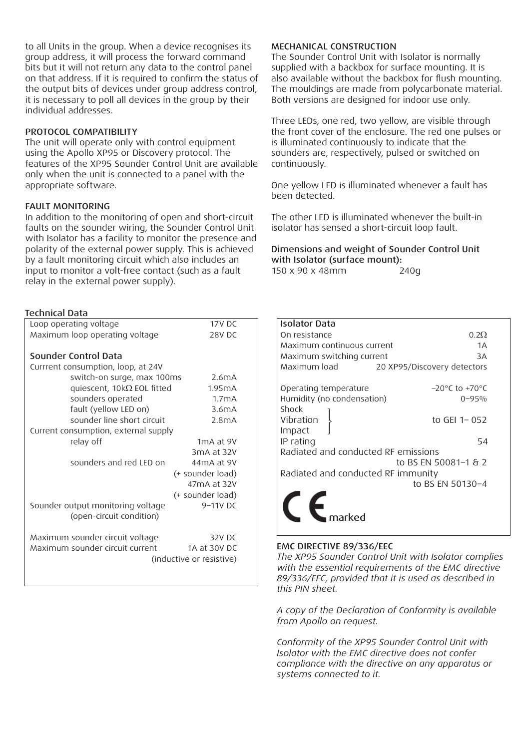to all Units in the group. When a device recognises its group address, it will process the forward command bits but it will not return any data to the control panel on that address. If it is required to confirm the status of the output bits of devices under group address control, it is necessary to poll all devices in the group by their individual addresses.

### PROTOCOL COMPATIBILITY

The unit will operate only with control equipment using the Apollo XP95 or Discovery protocol. The features of the XP95 Sounder Control Unit are available only when the unit is connected to a panel with the appropriate software.

### FAULT MONITORING

In addition to the monitoring of open and short-circuit faults on the sounder wiring, the Sounder Control Unit with Isolator has a facility to monitor the presence and polarity of the external power supply. This is achieved by a fault monitoring circuit which also includes an input to monitor a volt-free contact (such as a fault relay in the external power supply).

### MECHANICAL CONSTRUCTION

The Sounder Control Unit with Isolator is normally supplied with a backbox for surface mounting. It is also available without the backbox for flush mounting. The mouldings are made from polycarbonate material. Both versions are designed for indoor use only.

Three LEDs, one red, two yellow, are visible through the front cover of the enclosure. The red one pulses or is illuminated continuously to indicate that the sounders are, respectively, pulsed or switched on continuously.

One yellow LED is illuminated whenever a fault has been detected.

The other LED is illuminated whenever the built-in isolator has sensed a short-circuit loop fault.

**Dimensions and weight of Sounder Control Unit with Isolator (surface mount):**
150 x 90 x 48mm 240g

### Technical Data

| | |
|---|---|
| Loop operating voltage | 17V DC |
| Maximum loop operating voltage | 28V DC |
| **Sounder Control Data** | |
| Currrent consumption, loop, at 24V | |
| switch-on surge, max 100ms | 2.6mA |
| quiescent, 10kΩ EOL fitted | 1.95mA |
| sounders operated | 1.7mA |
| fault (yellow LED on) | 3.6mA |
| sounder line short circuit | 2.8mA |
| Current consumption, external supply | |
| relay off | 1mA at 9V |
| | 3mA at 32V |
| sounders and red LED on | 44mA at 9V (+ sounder load) |
| | 47mA at 32V (+ sounder load) |
| Sounder output monitoring voltage (open-circuit condition) | 9–11V DC |
| Maximum sounder circuit voltage | 32V DC |
| Maximum sounder circuit current | 1A at 30V DC (inductive or resistive) |

| Isolator Data | |
|---|---|
| On resistance | 0.2Ω |
| Maximum continuous current | 1A |
| Maximum switching current | 3A |
| Maximum load | 20 XP95/Discovery detectors |
| Operating temperature | –20°C to +70°C |
| Humidity (no condensation) | 0–95% |
| Shock, Vibration, Impact | to GEI 1– 052 |
| IP rating | 54 |
| Radiated and conducted RF emissions | to BS EN 50081–1 & 2 |
| Radiated and conducted RF immunity | to BS EN 50130–4 |
| CE marked | |

### EMC DIRECTIVE 89/336/EEC

*The XP95 Sounder Control Unit with Isolator complies with the essential requirements of the EMC directive 89/336/EEC, provided that it is used as described in this PIN sheet.*

*A copy of the Declaration of Conformity is available from Apollo on request.*

*Conformity of the XP95 Sounder Control Unit with Isolator with the EMC directive does not confer compliance with the directive on any apparatus or systems connected to it.*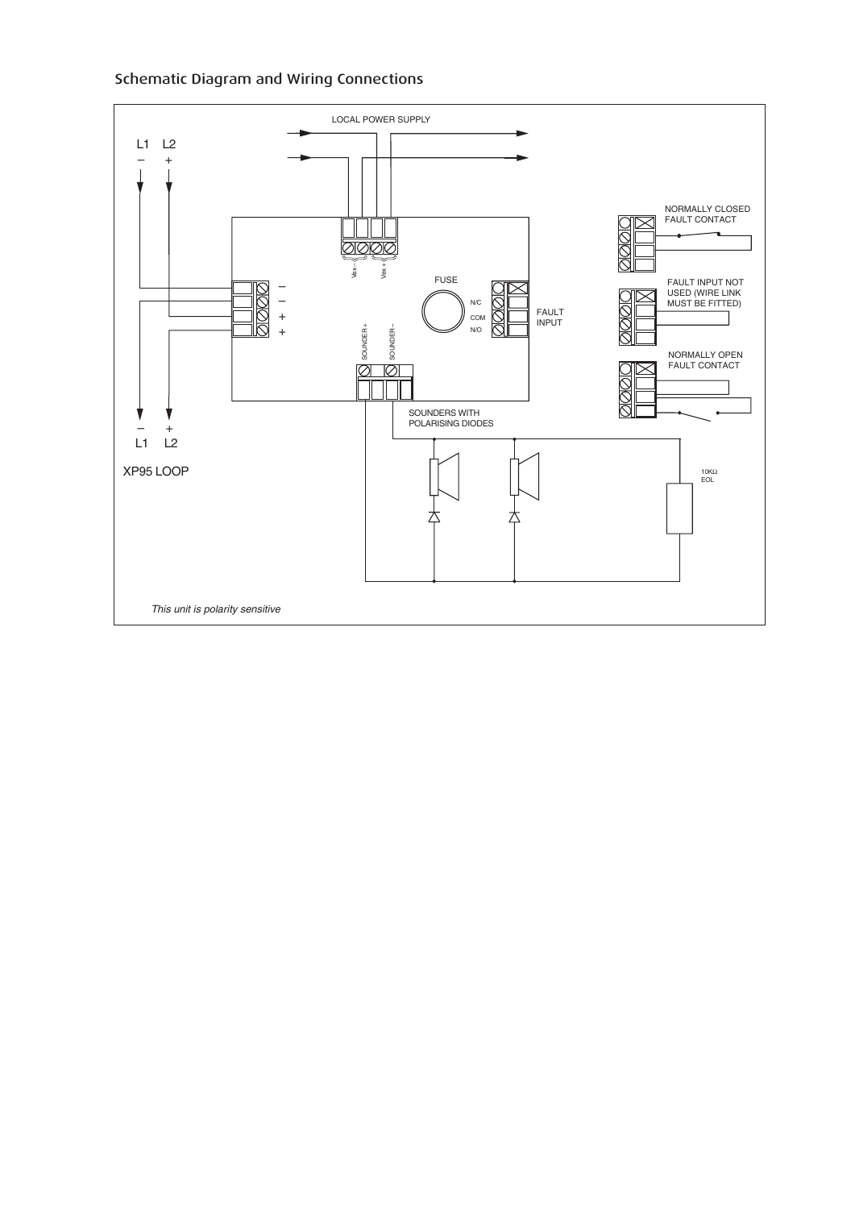## Schematic Diagram and Wiring Connections

LOCAL POWER SUPPLY

L1 L2
− +

Vex − Vex +

FUSE

N/C
COM
N/O

FAULT
INPUT

−
−
+
+

SOUNDER + SOUNDER −

NORMALLY CLOSED
FAULT CONTACT

FAULT INPUT NOT
USED (WIRE LINK
MUST BE FITTED)

NORMALLY OPEN
FAULT CONTACT

SOUNDERS WITH
POLARISING DIODES

− +
L1 L2

XP95 LOOP

10KΩ
EOL

*This unit is polarity sensitive*